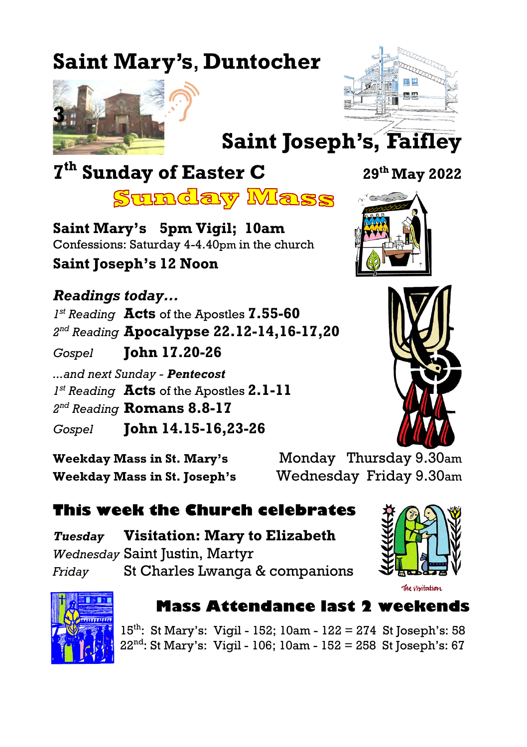# Saint Mary's, Duntocher

# Saint Joseph's, Faifley

## 7th Sunday of Easter C

**29th May 2022**

## Sunday Mass

**Saint Mary's 5pm Vigil; 10am**

Confessions: Saturday 4-4.40pm in the church

**Saint Joseph's 12 Noon**

### *Readings today...*

*1st Reading* **Acts** of the Apostles **7.55-60**

*2nd Reading* **Apocalypse 22.12-14,16-17,20**

*Gospel* **John 17.20-26**

*...and next Sunday - **Pentecost***

*1st Reading* **Acts** of the Apostles **2.1-11**

*2nd Reading* **Romans 8.8-17**

*Gospel* **John 14.15-16,23-26**

**Weekday Mass in St. Mary's** Monday Thursday 9.30am

**Weekday Mass in St. Joseph's** Wednesday Friday 9.30am

## This week the Church celebrates

***Tuesday*** **Visitation: Mary to Elizabeth**

*Wednesday* Saint Justin, Martyr

*Friday* St Charles Lwanga & companions

The Visitation

## Mass Attendance last 2 weekends

15th: St Mary's: Vigil - 152; 10am - 122 = 274 St Joseph's: 58

22nd: St Mary's: Vigil - 106; 10am - 152 = 258 St Joseph's: 67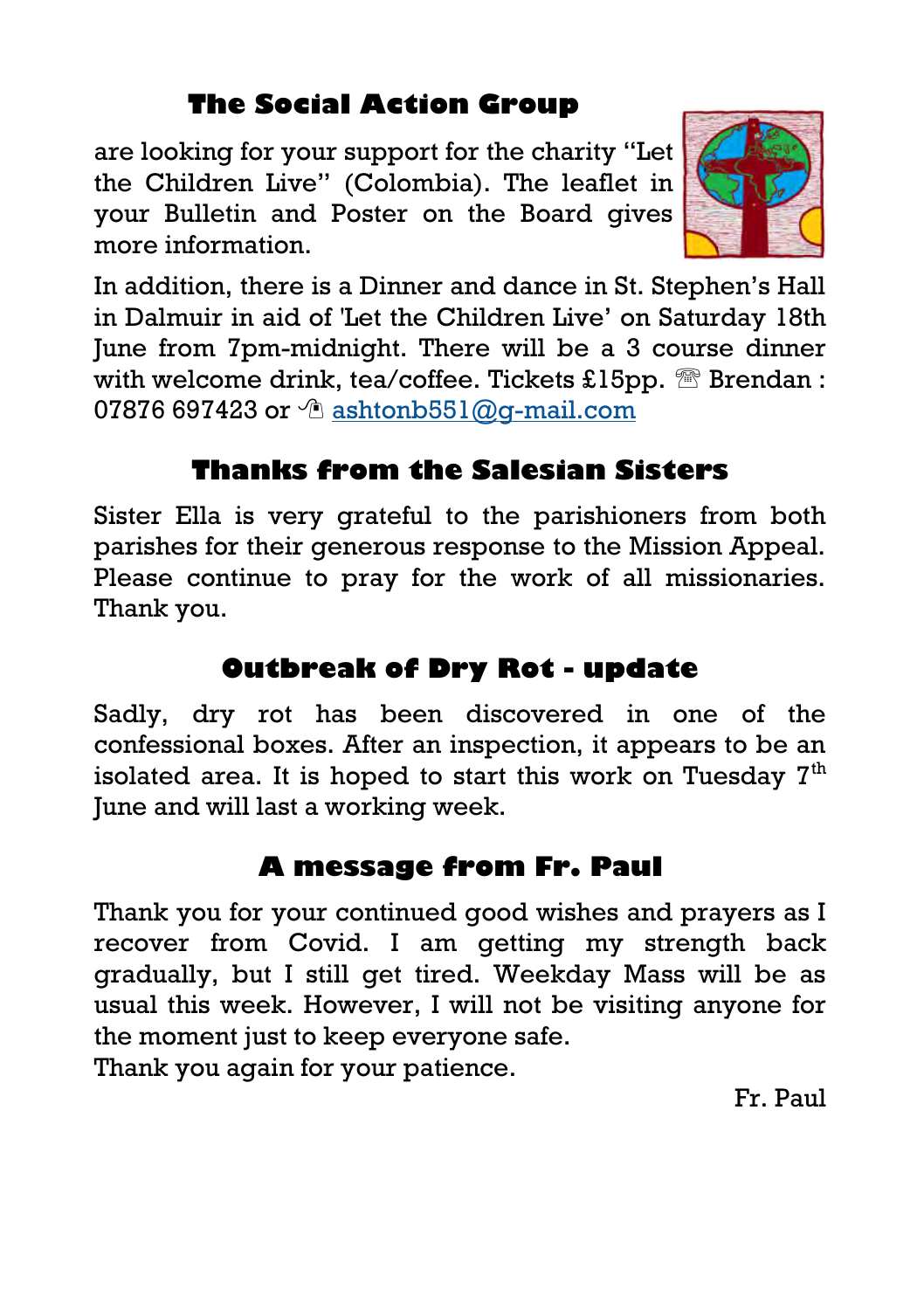## The Social Action Group

are looking for your support for the charity "Let the Children Live" (Colombia). The leaflet in your Bulletin and Poster on the Board gives more information.

In addition, there is a Dinner and dance in St. Stephen's Hall in Dalmuir in aid of 'Let the Children Live' on Saturday 18th June from 7pm-midnight. There will be a 3 course dinner with welcome drink, tea/coffee. Tickets £15pp. ☎ Brendan : 07876 697423 or ✉ ashtonb551@g-mail.com

## Thanks from the Salesian Sisters

Sister Ella is very grateful to the parishioners from both parishes for their generous response to the Mission Appeal. Please continue to pray for the work of all missionaries. Thank you.

## Outbreak of Dry Rot - update

Sadly, dry rot has been discovered in one of the confessional boxes. After an inspection, it appears to be an isolated area. It is hoped to start this work on Tuesday 7th June and will last a working week.

## A message from Fr. Paul

Thank you for your continued good wishes and prayers as I recover from Covid. I am getting my strength back gradually, but I still get tired. Weekday Mass will be as usual this week. However, I will not be visiting anyone for the moment just to keep everyone safe.
Thank you again for your patience.

Fr. Paul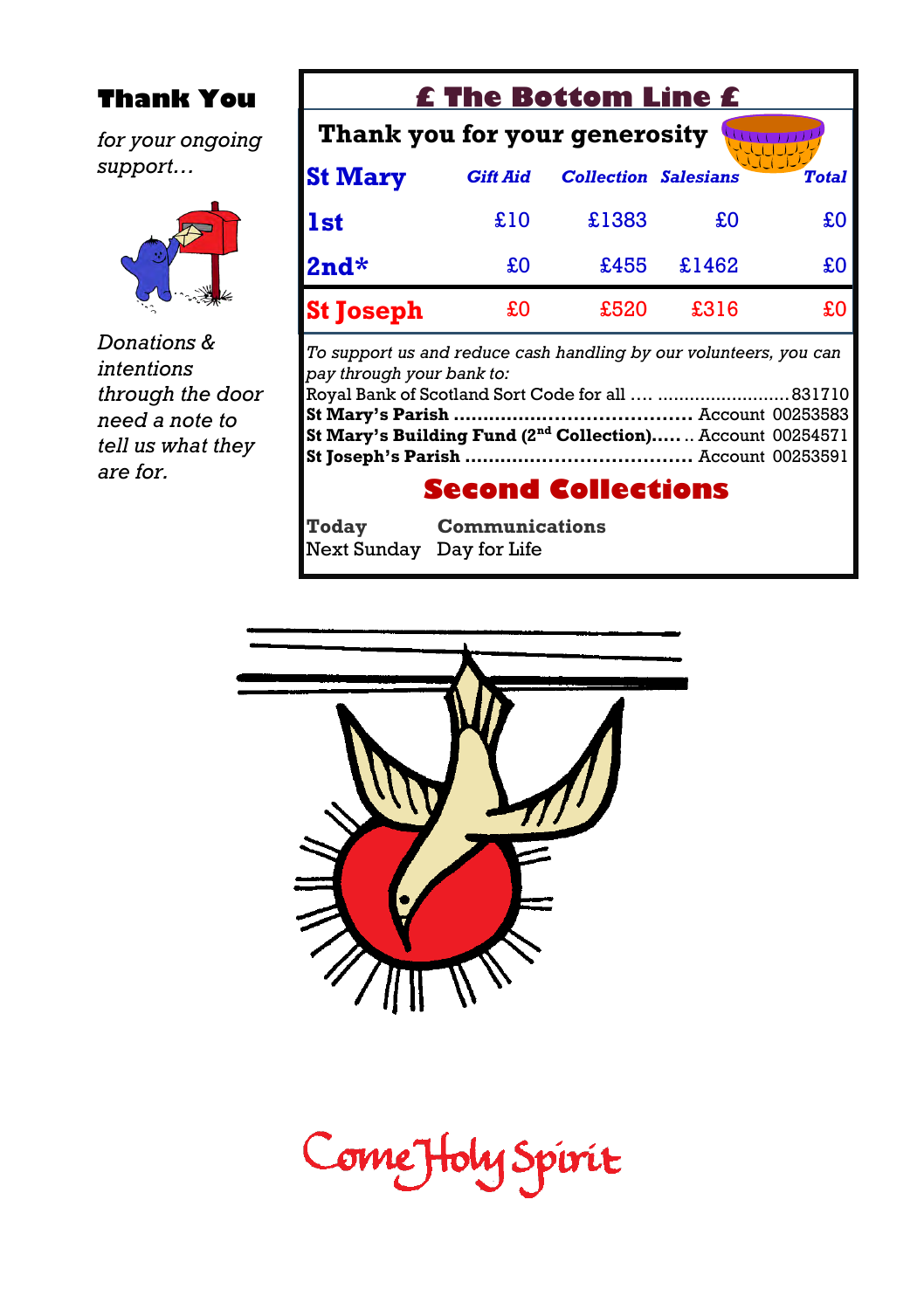## Thank You

*for your ongoing support…*

*Donations & intentions through the door need a note to tell us what they are for.*

## £ The Bottom Line £

**Thank you for your generosity**

| **St Mary** | *Gift Aid* | *Collection* | *Salesians* | *Total* |
|---|---|---|---|---|
| **1st** | £10 | £1383 | £0 | £0 |
| **2nd*** | £0 | £455 | £1462 | £0 |
| **St Joseph** | £0 | £520 | £316 | £0 |

*To support us and reduce cash handling by our volunteers, you can pay through your bank to:*

Royal Bank of Scotland Sort Code for all …. ......................... 831710
**St Mary's Parish** ....................................... Account 00253583
**St Mary's Building Fund (2nd Collection)**….. .. Account 00254571
**St Joseph's Parish** ..................................... Account 00253591

## Second Collections

**Today** **Communications**
Next Sunday Day for Life

Come Holy Spirit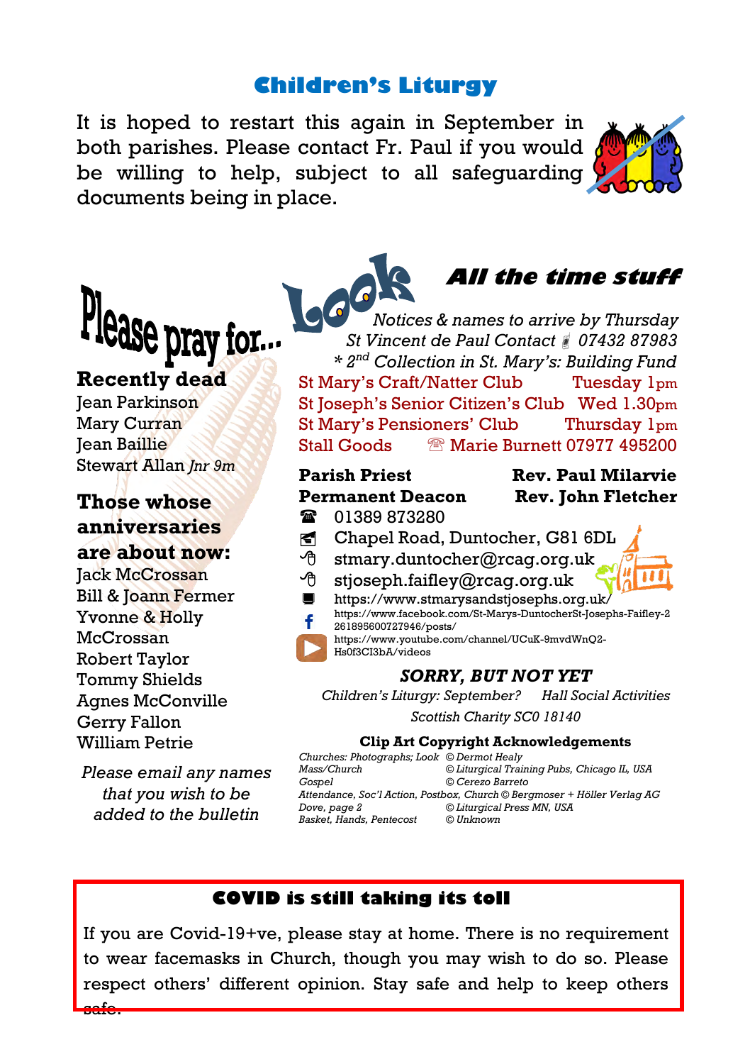## Children's Liturgy

It is hoped to restart this again in September in both parishes. Please contact Fr. Paul if you would be willing to help, subject to all safeguarding documents being in place.

## Please pray for...

**Recently dead**

Jean Parkinson
Mary Curran
Jean Baillie
Stewart Allan *Jnr 9m*

**Those whose anniversaries are about now:**

Jack McCrossan
Bill & Joann Fermer
Yvonne & Holly McCrossan
Robert Taylor
Tommy Shields
Agnes McConville
Gerry Fallon
William Petrie

*Please email any names that you wish to be added to the bulletin*

## Look — All the time stuff

*Notices & names to arrive by Thursday*
*St Vincent de Paul Contact 07432 87983*
*\* 2nd Collection in St. Mary's: Building Fund*

St Mary's Craft/Natter Club — Tuesday 1pm
St Joseph's Senior Citizen's Club — Wed 1.30pm
St Mary's Pensioners' Club — Thursday 1pm
Stall Goods — Marie Burnett 07977 495200

**Parish Priest** — **Rev. Paul Milarvie**
**Permanent Deacon** — **Rev. John Fletcher**

01389 873280
Chapel Road, Duntocher, G81 6DL
stmary.duntocher@rcag.org.uk
stjoseph.faifley@rcag.org.uk
https://www.stmarysandstjosephs.org.uk/
https://www.facebook.com/St-Marys-DuntocherSt-Josephs-Faifley-2261895600727946/posts/
https://www.youtube.com/channel/UCuK-9mvdWnQ2-Hs0f3CI3bA/videos

### *SORRY, BUT NOT YET*

*Children's Liturgy: September?* *Hall Social Activities*

*Scottish Charity SC0 18140*

**Clip Art Copyright Acknowledgements**

| | |
|---|---|
| *Churches: Photographs; Look* | *© Dermot Healy* |
| *Mass/Church* | *© Liturgical Training Pubs, Chicago IL, USA* |
| *Gospel* | *© Cerezo Barreto* |
| *Attendance, Soc'l Action, Postbox, Church* | *© Bergmoser + Höller Verlag AG* |
| *Dove, page 2* | *© Liturgical Press MN, USA* |
| *Basket, Hands, Pentecost* | *© Unknown* |

## COVID is still taking its toll

If you are Covid-19+ve, please stay at home. There is no requirement to wear facemasks in Church, though you may wish to do so. Please respect others' different opinion. Stay safe and help to keep others safe.